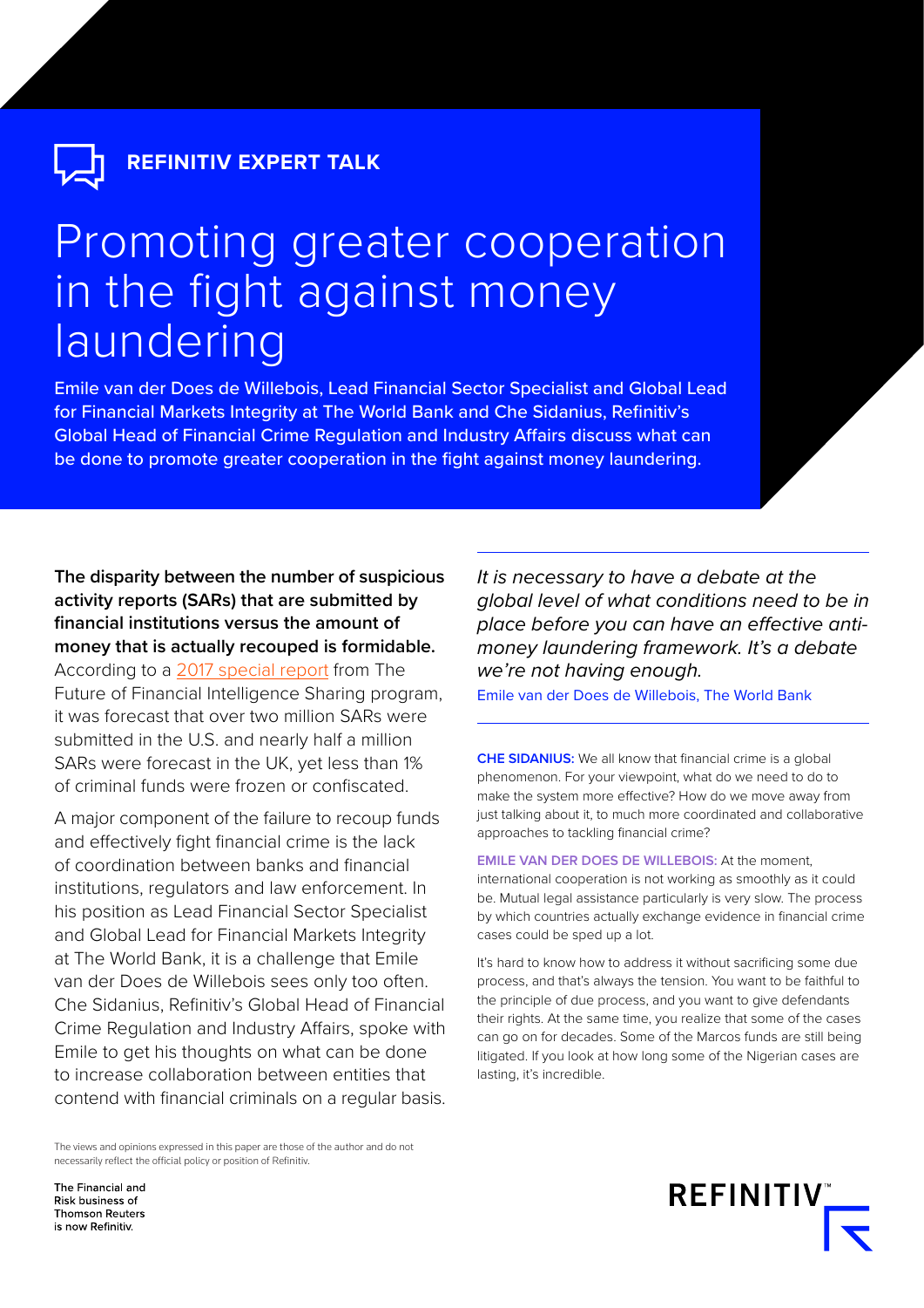**REFINITIV EXPERT TALK**

# Promoting greater cooperation in the fight against money laundering

Emile van der Does de Willebois, Lead Financial Sector Specialist and Global Lead for Financial Markets Integrity at The World Bank and Che Sidanius, Refinitiv's Global Head of Financial Crime Regulation and Industry Affairs discuss what can be done to promote greater cooperation in the fight against money laundering.

**The disparity between the number of suspicious activity reports (SARs) that are submitted by financial institutions versus the amount of money that is actually recouped is formidable.** According to a 2017 special report from The Future of Financial Intelligence Sharing program, it was forecast that over two million SARs were submitted in the U.S. and nearly half a million SARs were forecast in the UK, yet less than 1% of criminal funds were frozen or confiscated.

A major component of the failure to recoup funds and effectively fight financial crime is the lack of coordination between banks and financial institutions, regulators and law enforcement. In his position as Lead Financial Sector Specialist and Global Lead for Financial Markets Integrity at The World Bank, it is a challenge that Emile van der Does de Willebois sees only too often. Che Sidanius, Refinitiv's Global Head of Financial Crime Regulation and Industry Affairs, spoke with Emile to get his thoughts on what can be done to increase collaboration between entities that contend with financial criminals on a regular basis.

*It is necessary to have a debate at the global level of what conditions need to be in place before you can have an effective anti-money laundering framework. It's a debate we're not having enough.*

Emile van der Does de Willebois, The World Bank

**CHE SIDANIUS:** We all know that financial crime is a global phenomenon. For your viewpoint, what do we need to do to make the system more effective? How do we move away from just talking about it, to much more coordinated and collaborative approaches to tackling financial crime?

**EMILE VAN DER DOES DE WILLEBOIS:** At the moment, international cooperation is not working as smoothly as it could be. Mutual legal assistance particularly is very slow. The process by which countries actually exchange evidence in financial crime cases could be sped up a lot.

It's hard to know how to address it without sacrificing some due process, and that's always the tension. You want to be faithful to the principle of due process, and you want to give defendants their rights. At the same time, you realize that some of the cases can go on for decades. Some of the Marcos funds are still being litigated. If you look at how long some of the Nigerian cases are lasting, it's incredible.

The views and opinions expressed in this paper are those of the author and do not necessarily reflect the official policy or position of Refinitiv.

The Financial and Risk business of Thomson Reuters is now Refinitiv.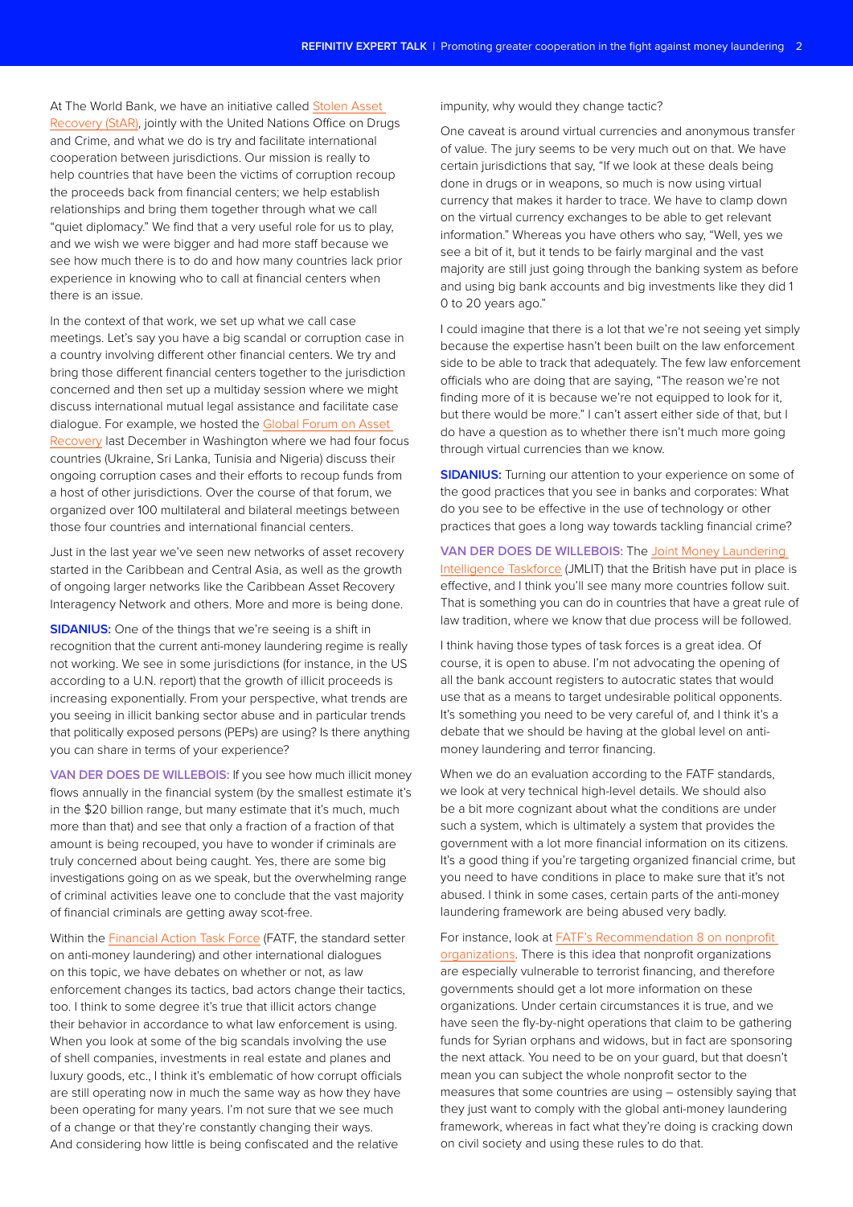At The World Bank, we have an initiative called Stolen Asset Recovery (StAR), jointly with the United Nations Office on Drugs and Crime, and what we do is try and facilitate international cooperation between jurisdictions. Our mission is really to help countries that have been the victims of corruption recoup the proceeds back from financial centers; we help establish relationships and bring them together through what we call "quiet diplomacy." We find that a very useful role for us to play, and we wish we were bigger and had more staff because we see how much there is to do and how many countries lack prior experience in knowing who to call at financial centers when there is an issue.

In the context of that work, we set up what we call case meetings. Let's say you have a big scandal or corruption case in a country involving different other financial centers. We try and bring those different financial centers together to the jurisdiction concerned and then set up a multiday session where we might discuss international mutual legal assistance and facilitate case dialogue. For example, we hosted the Global Forum on Asset Recovery last December in Washington where we had four focus countries (Ukraine, Sri Lanka, Tunisia and Nigeria) discuss their ongoing corruption cases and their efforts to recoup funds from a host of other jurisdictions. Over the course of that forum, we organized over 100 multilateral and bilateral meetings between those four countries and international financial centers.

Just in the last year we've seen new networks of asset recovery started in the Caribbean and Central Asia, as well as the growth of ongoing larger networks like the Caribbean Asset Recovery Interagency Network and others. More and more is being done.

**SIDANIUS:** One of the things that we're seeing is a shift in recognition that the current anti-money laundering regime is really not working. We see in some jurisdictions (for instance, in the US according to a U.N. report) that the growth of illicit proceeds is increasing exponentially. From your perspective, what trends are you seeing in illicit banking sector abuse and in particular trends that politically exposed persons (PEPs) are using? Is there anything you can share in terms of your experience?

**VAN DER DOES DE WILLEBOIS:** If you see how much illicit money flows annually in the financial system (by the smallest estimate it's in the $20 billion range, but many estimate that it's much, much more than that) and see that only a fraction of a fraction of that amount is being recouped, you have to wonder if criminals are truly concerned about being caught. Yes, there are some big investigations going on as we speak, but the overwhelming range of criminal activities leave one to conclude that the vast majority of financial criminals are getting away scot-free.

Within the Financial Action Task Force (FATF, the standard setter on anti-money laundering) and other international dialogues on this topic, we have debates on whether or not, as law enforcement changes its tactics, bad actors change their tactics, too. I think to some degree it's true that illicit actors change their behavior in accordance to what law enforcement is using. When you look at some of the big scandals involving the use of shell companies, investments in real estate and planes and luxury goods, etc., I think it's emblematic of how corrupt officials are still operating now in much the same way as how they have been operating for many years. I'm not sure that we see much of a change or that they're constantly changing their ways. And considering how little is being confiscated and the relative impunity, why would they change tactic?

One caveat is around virtual currencies and anonymous transfer of value. The jury seems to be very much out on that. We have certain jurisdictions that say, "If we look at these deals being done in drugs or in weapons, so much is now using virtual currency that makes it harder to trace. We have to clamp down on the virtual currency exchanges to be able to get relevant information." Whereas you have others who say, "Well, yes we see a bit of it, but it tends to be fairly marginal and the vast majority are still just going through the banking system as before and using big bank accounts and big investments like they did 1 0 to 20 years ago."

I could imagine that there is a lot that we're not seeing yet simply because the expertise hasn't been built on the law enforcement side to be able to track that adequately. The few law enforcement officials who are doing that are saying, "The reason we're not finding more of it is because we're not equipped to look for it, but there would be more." I can't assert either side of that, but I do have a question as to whether there isn't much more going through virtual currencies than we know.

**SIDANIUS:** Turning our attention to your experience on some of the good practices that you see in banks and corporates: What do you see to be effective in the use of technology or other practices that goes a long way towards tackling financial crime?

**VAN DER DOES DE WILLEBOIS:** The Joint Money Laundering Intelligence Taskforce (JMLIT) that the British have put in place is effective, and I think you'll see many more countries follow suit. That is something you can do in countries that have a great rule of law tradition, where we know that due process will be followed.

I think having those types of task forces is a great idea. Of course, it is open to abuse. I'm not advocating the opening of all the bank account registers to autocratic states that would use that as a means to target undesirable political opponents. It's something you need to be very careful of, and I think it's a debate that we should be having at the global level on anti-money laundering and terror financing.

When we do an evaluation according to the FATF standards, we look at very technical high-level details. We should also be a bit more cognizant about what the conditions are under such a system, which is ultimately a system that provides the government with a lot more financial information on its citizens. It's a good thing if you're targeting organized financial crime, but you need to have conditions in place to make sure that it's not abused. I think in some cases, certain parts of the anti-money laundering framework are being abused very badly.

For instance, look at FATF's Recommendation 8 on nonprofit organizations. There is this idea that nonprofit organizations are especially vulnerable to terrorist financing, and therefore governments should get a lot more information on these organizations. Under certain circumstances it is true, and we have seen the fly-by-night operations that claim to be gathering funds for Syrian orphans and widows, but in fact are sponsoring the next attack. You need to be on your guard, but that doesn't mean you can subject the whole nonprofit sector to the measures that some countries are using – ostensibly saying that they just want to comply with the global anti-money laundering framework, whereas in fact what they're doing is cracking down on civil society and using these rules to do that.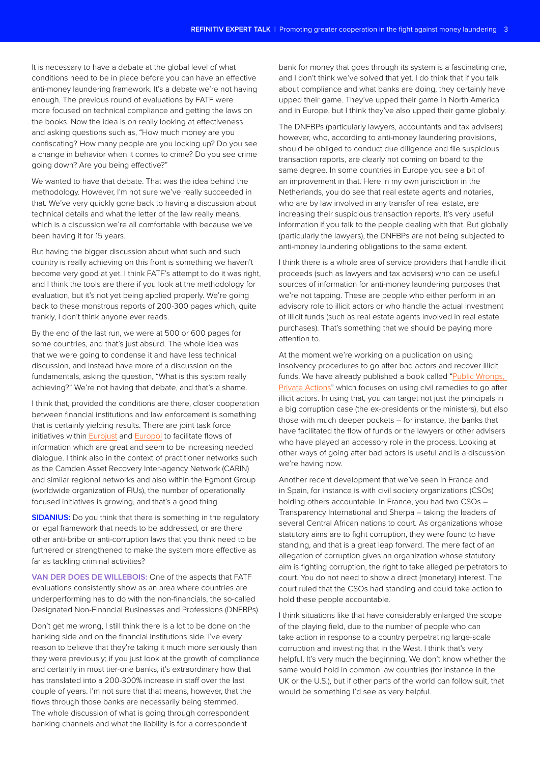It is necessary to have a debate at the global level of what conditions need to be in place before you can have an effective anti-money laundering framework. It's a debate we're not having enough. The previous round of evaluations by FATF were more focused on technical compliance and getting the laws on the books. Now the idea is on really looking at effectiveness and asking questions such as, "How much money are you confiscating? How many people are you locking up? Do you see a change in behavior when it comes to crime? Do you see crime going down? Are you being effective?"

We wanted to have that debate. That was the idea behind the methodology. However, I'm not sure we've really succeeded in that. We've very quickly gone back to having a discussion about technical details and what the letter of the law really means, which is a discussion we're all comfortable with because we've been having it for 15 years.

But having the bigger discussion about what such and such country is really achieving on this front is something we haven't become very good at yet. I think FATF's attempt to do it was right, and I think the tools are there if you look at the methodology for evaluation, but it's not yet being applied properly. We're going back to these monstrous reports of 200-300 pages which, quite frankly, I don't think anyone ever reads.

By the end of the last run, we were at 500 or 600 pages for some countries, and that's just absurd. The whole idea was that we were going to condense it and have less technical discussion, and instead have more of a discussion on the fundamentals, asking the question, "What is this system really achieving?" We're not having that debate, and that's a shame.

I think that, provided the conditions are there, closer cooperation between financial institutions and law enforcement is something that is certainly yielding results. There are joint task force initiatives within Eurojust and Europol to facilitate flows of information which are great and seem to be increasing needed dialogue. I think also in the context of practitioner networks such as the Camden Asset Recovery Inter-agency Network (CARIN) and similar regional networks and also within the Egmont Group (worldwide organization of FIUs), the number of operationally focused initiatives is growing, and that's a good thing.

**SIDANIUS:** Do you think that there is something in the regulatory or legal framework that needs to be addressed, or are there other anti-bribe or anti-corruption laws that you think need to be furthered or strengthened to make the system more effective as far as tackling criminal activities?

**VAN DER DOES DE WILLEBOIS:** One of the aspects that FATF evaluations consistently show as an area where countries are underperforming has to do with the non-financials, the so-called Designated Non-Financial Businesses and Professions (DNFBPs).

Don't get me wrong, I still think there is a lot to be done on the banking side and on the financial institutions side. I've every reason to believe that they're taking it much more seriously than they were previously; if you just look at the growth of compliance and certainly in most tier-one banks, it's extraordinary how that has translated into a 200-300% increase in staff over the last couple of years. I'm not sure that that means, however, that the flows through those banks are necessarily being stemmed. The whole discussion of what is going through correspondent banking channels and what the liability is for a correspondent bank for money that goes through its system is a fascinating one, and I don't think we've solved that yet. I do think that if you talk about compliance and what banks are doing, they certainly have upped their game. They've upped their game in North America and in Europe, but I think they've also upped their game globally.

The DNFBPs (particularly lawyers, accountants and tax advisers) however, who, according to anti-money laundering provisions, should be obliged to conduct due diligence and file suspicious transaction reports, are clearly not coming on board to the same degree. In some countries in Europe you see a bit of an improvement in that. Here in my own jurisdiction in the Netherlands, you do see that real estate agents and notaries, who are by law involved in any transfer of real estate, are increasing their suspicious transaction reports. It's very useful information if you talk to the people dealing with that. But globally (particularly the lawyers), the DNFBPs are not being subjected to anti-money laundering obligations to the same extent.

I think there is a whole area of service providers that handle illicit proceeds (such as lawyers and tax advisers) who can be useful sources of information for anti-money laundering purposes that we're not tapping. These are people who either perform in an advisory role to illicit actors or who handle the actual investment of illicit funds (such as real estate agents involved in real estate purchases). That's something that we should be paying more attention to.

At the moment we're working on a publication on using insolvency procedures to go after bad actors and recover illicit funds. We have already published a book called "Public Wrongs, Private Actions" which focuses on using civil remedies to go after illicit actors. In using that, you can target not just the principals in a big corruption case (the ex-presidents or the ministers), but also those with much deeper pockets – for instance, the banks that have facilitated the flow of funds or the lawyers or other advisers who have played an accessory role in the process. Looking at other ways of going after bad actors is useful and is a discussion we're having now.

Another recent development that we've seen in France and in Spain, for instance is with civil society organizations (CSOs) holding others accountable. In France, you had two CSOs – Transparency International and Sherpa – taking the leaders of several Central African nations to court. As organizations whose statutory aims are to fight corruption, they were found to have standing, and that is a great leap forward. The mere fact of an allegation of corruption gives an organization whose statutory aim is fighting corruption, the right to take alleged perpetrators to court. You do not need to show a direct (monetary) interest. The court ruled that the CSOs had standing and could take action to hold these people accountable.

I think situations like that have considerably enlarged the scope of the playing field, due to the number of people who can take action in response to a country perpetrating large-scale corruption and investing that in the West. I think that's very helpful. It's very much the beginning. We don't know whether the same would hold in common law countries (for instance in the UK or the U.S.), but if other parts of the world can follow suit, that would be something I'd see as very helpful.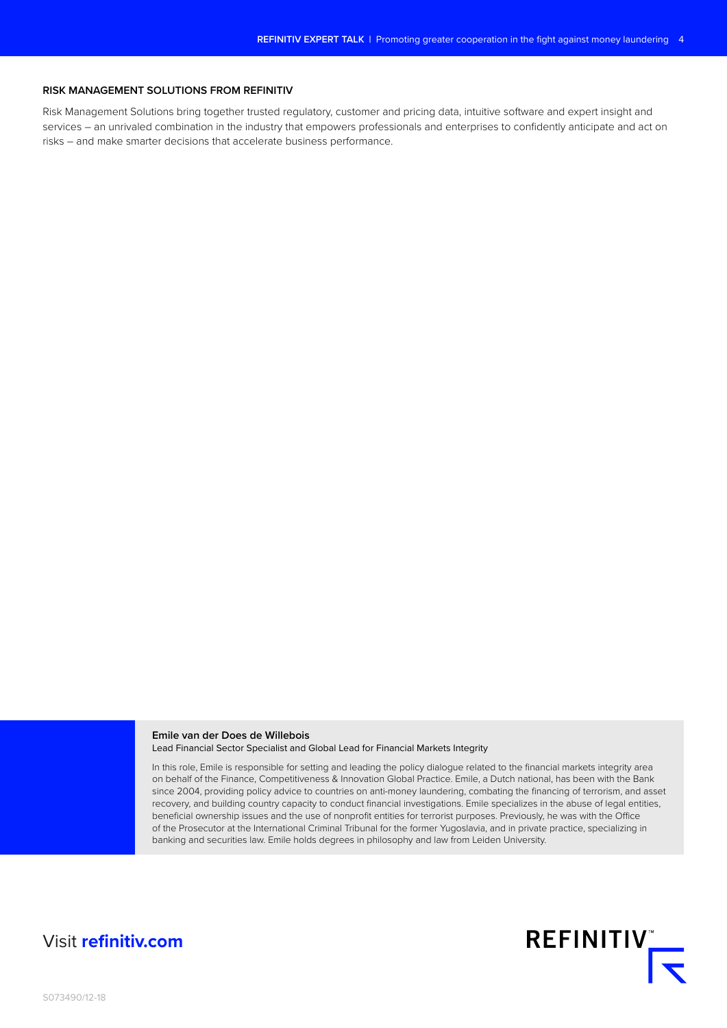### RISK MANAGEMENT SOLUTIONS FROM REFINITIV

Risk Management Solutions bring together trusted regulatory, customer and pricing data, intuitive software and expert insight and services – an unrivaled combination in the industry that empowers professionals and enterprises to confidently anticipate and act on risks – and make smarter decisions that accelerate business performance.

**Emile van der Does de Willebois**
Lead Financial Sector Specialist and Global Lead for Financial Markets Integrity

In this role, Emile is responsible for setting and leading the policy dialogue related to the financial markets integrity area on behalf of the Finance, Competitiveness & Innovation Global Practice. Emile, a Dutch national, has been with the Bank since 2004, providing policy advice to countries on anti-money laundering, combating the financing of terrorism, and asset recovery, and building country capacity to conduct financial investigations. Emile specializes in the abuse of legal entities, beneficial ownership issues and the use of nonprofit entities for terrorist purposes. Previously, he was with the Office of the Prosecutor at the International Criminal Tribunal for the former Yugoslavia, and in private practice, specializing in banking and securities law. Emile holds degrees in philosophy and law from Leiden University.

Visit **refinitiv.com**

REFINITIV™

S073490/12-18